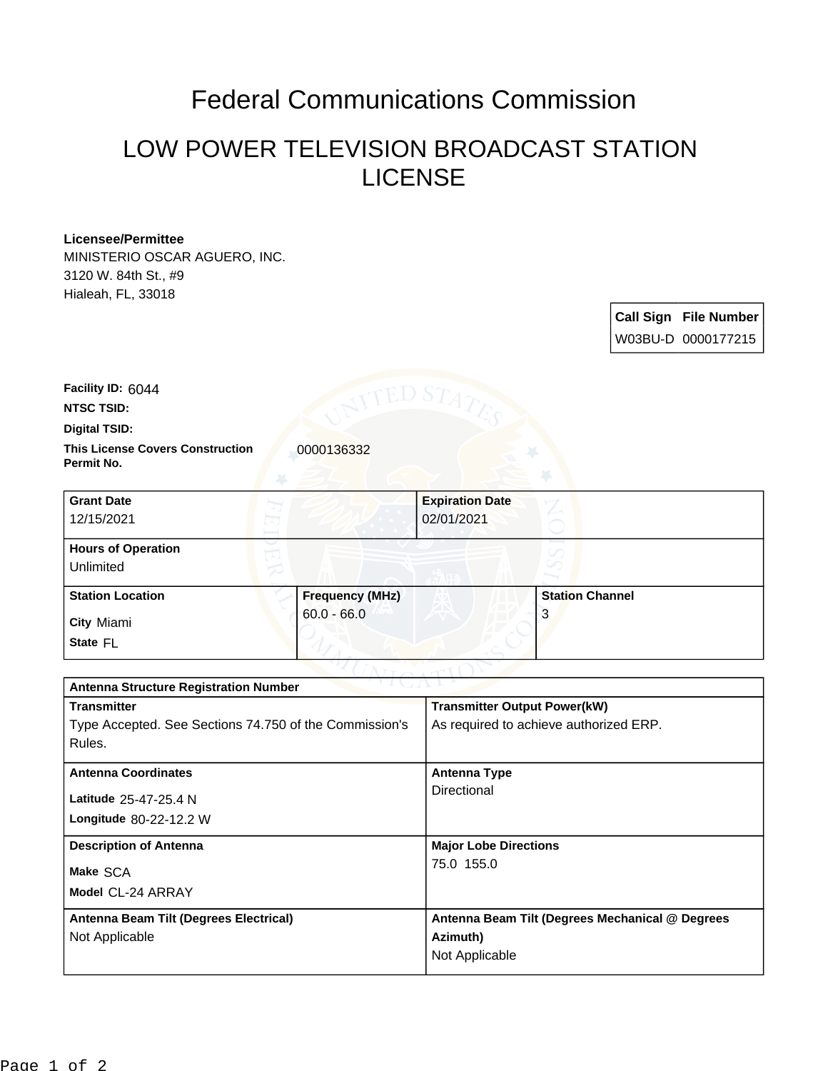# Federal Communications Commission

## LOW POWER TELEVISION BROADCAST STATION LICENSE

**Licensee/Permittee**
MINISTERIO OSCAR AGUERO, INC.
3120 W. 84th St., #9
Hialeah, FL, 33018

| Call Sign | File Number |
| --- | --- |
| W03BU-D | 0000177215 |

**Facility ID:** 6044

**NTSC TSID:**

**Digital TSID:**

**This License Covers Construction Permit No.** 0000136332

| Grant Date | Expiration Date | |
| --- | --- | --- |
| 12/15/2021 | 02/01/2021 | |
| **Hours of Operation** | | |
| Unlimited | | |
| **Station Location** | **Frequency (MHz)** | **Station Channel** |
| City Miami<br>State FL | 60.0 - 66.0 | 3 |

| Antenna Structure Registration Number | |
| --- | --- |
| **Transmitter**<br>Type Accepted. See Sections 74.750 of the Commission's Rules. | **Transmitter Output Power(kW)**<br>As required to achieve authorized ERP. |
| **Antenna Coordinates**<br>Latitude 25-47-25.4 N<br>Longitude 80-22-12.2 W | **Antenna Type**<br>Directional |
| **Description of Antenna**<br>Make SCA<br>Model CL-24 ARRAY | **Major Lobe Directions**<br>75.0 155.0 |
| **Antenna Beam Tilt (Degrees Electrical)**<br>Not Applicable | **Antenna Beam Tilt (Degrees Mechanical @ Degrees Azimuth)**<br>Not Applicable |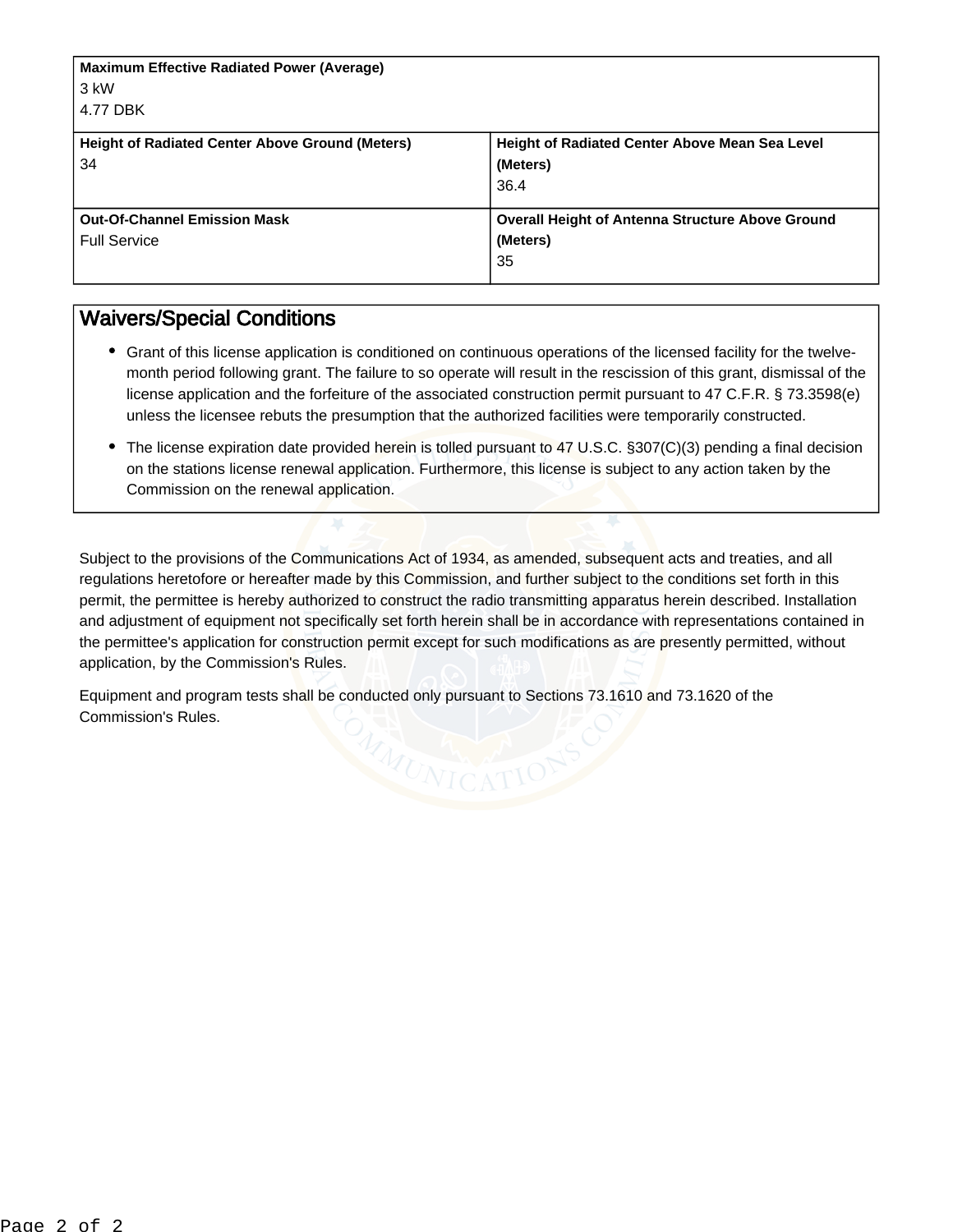| | |
|---|---|
| **Maximum Effective Radiated Power (Average)**<br>3 kW<br>4.77 DBK | |
| **Height of Radiated Center Above Ground (Meters)**<br>34 | **Height of Radiated Center Above Mean Sea Level (Meters)**<br>36.4 |
| **Out-Of-Channel Emission Mask**<br>Full Service | **Overall Height of Antenna Structure Above Ground (Meters)**<br>35 |

## Waivers/Special Conditions

- Grant of this license application is conditioned on continuous operations of the licensed facility for the twelve-month period following grant. The failure to so operate will result in the rescission of this grant, dismissal of the license application and the forfeiture of the associated construction permit pursuant to 47 C.F.R. § 73.3598(e) unless the licensee rebuts the presumption that the authorized facilities were temporarily constructed.
- The license expiration date provided herein is tolled pursuant to 47 U.S.C. §307(C)(3) pending a final decision on the stations license renewal application. Furthermore, this license is subject to any action taken by the Commission on the renewal application.

Subject to the provisions of the Communications Act of 1934, as amended, subsequent acts and treaties, and all regulations heretofore or hereafter made by this Commission, and further subject to the conditions set forth in this permit, the permittee is hereby authorized to construct the radio transmitting apparatus herein described. Installation and adjustment of equipment not specifically set forth herein shall be in accordance with representations contained in the permittee's application for construction permit except for such modifications as are presently permitted, without application, by the Commission's Rules.

Equipment and program tests shall be conducted only pursuant to Sections 73.1610 and 73.1620 of the Commission's Rules.